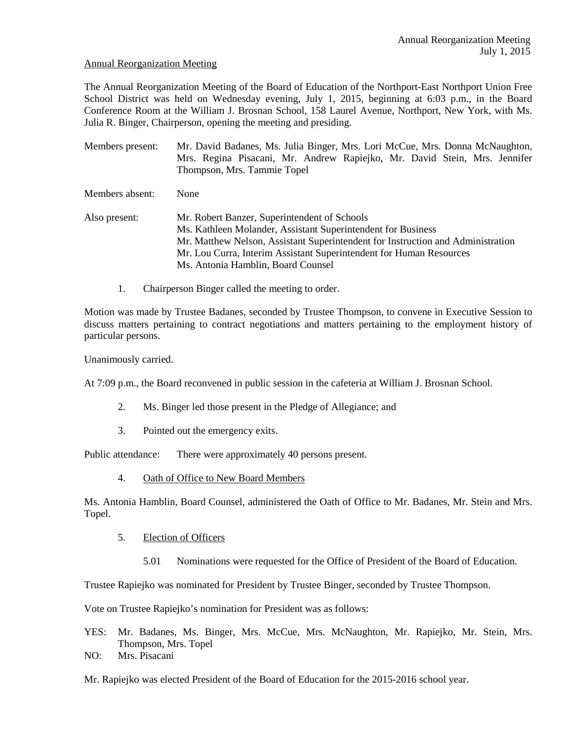Annual Reorganization Meeting

The Annual Reorganization Meeting of the Board of Education of the Northport-East Northport Union Free School District was held on Wednesday evening, July 1, 2015, beginning at 6:03 p.m., in the Board Conference Room at the William J. Brosnan School, 158 Laurel Avenue, Northport, New York, with Ms. Julia R. Binger, Chairperson, opening the meeting and presiding.

Members present: Mr. David Badanes, Ms. Julia Binger, Mrs. Lori McCue, Mrs. Donna McNaughton, Mrs. Regina Pisacani, Mr. Andrew Rapiejko, Mr. David Stein, Mrs. Jennifer Thompson, Mrs. Tammie Topel

Members absent: None

Also present: Mr. Robert Banzer, Superintendent of Schools
Ms. Kathleen Molander, Assistant Superintendent for Business
Mr. Matthew Nelson, Assistant Superintendent for Instruction and Administration
Mr. Lou Curra, Interim Assistant Superintendent for Human Resources
Ms. Antonia Hamblin, Board Counsel

1. Chairperson Binger called the meeting to order.

Motion was made by Trustee Badanes, seconded by Trustee Thompson, to convene in Executive Session to discuss matters pertaining to contract negotiations and matters pertaining to the employment history of particular persons.

Unanimously carried.

At 7:09 p.m., the Board reconvened in public session in the cafeteria at William J. Brosnan School.

2. Ms. Binger led those present in the Pledge of Allegiance; and

3. Pointed out the emergency exits.

Public attendance: There were approximately 40 persons present.

4. Oath of Office to New Board Members

Ms. Antonia Hamblin, Board Counsel, administered the Oath of Office to Mr. Badanes, Mr. Stein and Mrs. Topel.

5. Election of Officers

5.01 Nominations were requested for the Office of President of the Board of Education.

Trustee Rapiejko was nominated for President by Trustee Binger, seconded by Trustee Thompson.

Vote on Trustee Rapiejko's nomination for President was as follows:

YES: Mr. Badanes, Ms. Binger, Mrs. McCue, Mrs. McNaughton, Mr. Rapiejko, Mr. Stein, Mrs. Thompson, Mrs. Topel
NO: Mrs. Pisacani

Mr. Rapiejko was elected President of the Board of Education for the 2015-2016 school year.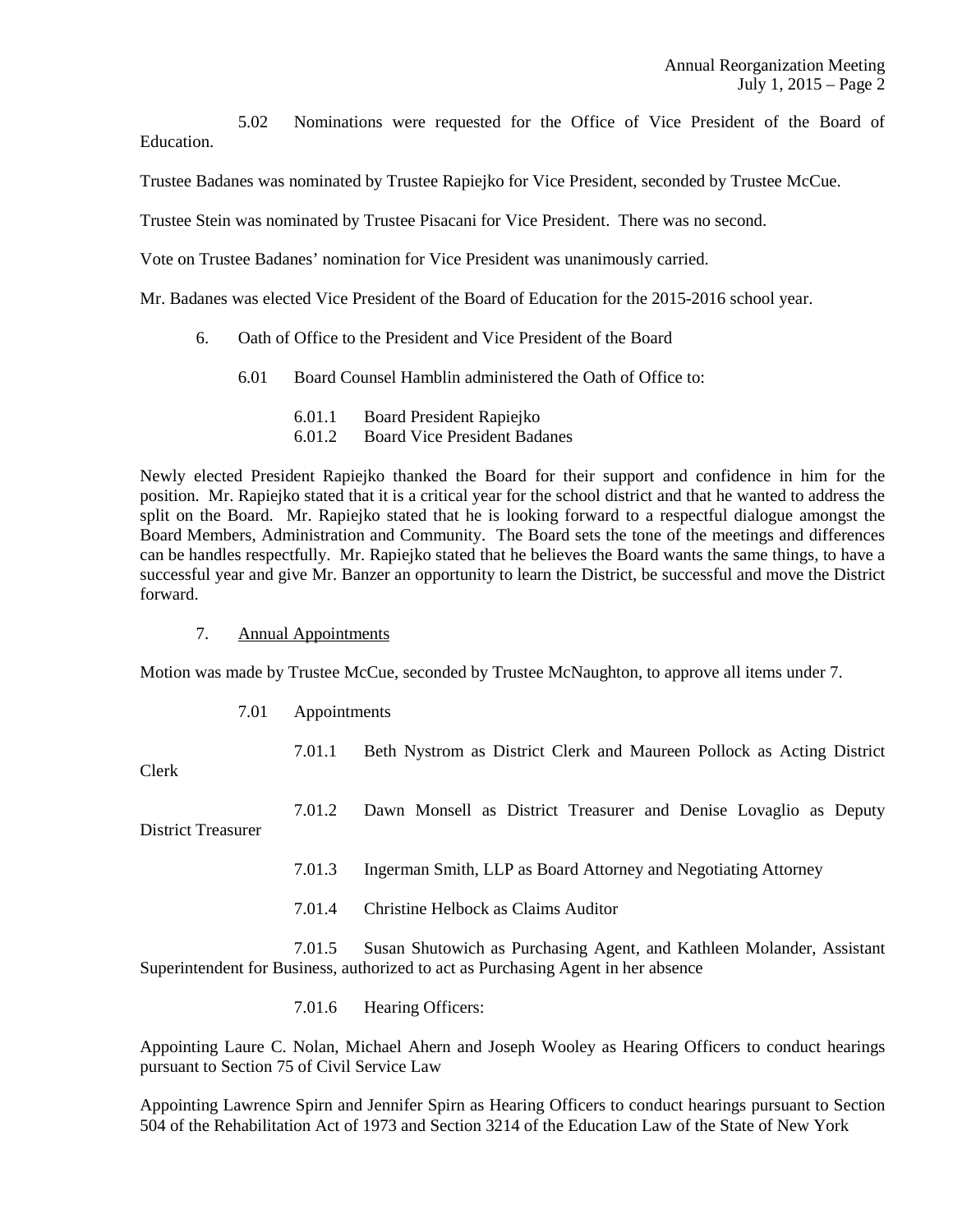5.02 Nominations were requested for the Office of Vice President of the Board of Education.

Trustee Badanes was nominated by Trustee Rapiejko for Vice President, seconded by Trustee McCue.

Trustee Stein was nominated by Trustee Pisacani for Vice President. There was no second.

Vote on Trustee Badanes' nomination for Vice President was unanimously carried.

Mr. Badanes was elected Vice President of the Board of Education for the 2015-2016 school year.

6. Oath of Office to the President and Vice President of the Board

6.01 Board Counsel Hamblin administered the Oath of Office to:

6.01.1 Board President Rapiejko
6.01.2 Board Vice President Badanes

Newly elected President Rapiejko thanked the Board for their support and confidence in him for the position. Mr. Rapiejko stated that it is a critical year for the school district and that he wanted to address the split on the Board. Mr. Rapiejko stated that he is looking forward to a respectful dialogue amongst the Board Members, Administration and Community. The Board sets the tone of the meetings and differences can be handles respectfully. Mr. Rapiejko stated that he believes the Board wants the same things, to have a successful year and give Mr. Banzer an opportunity to learn the District, be successful and move the District forward.

7. <u>Annual Appointments</u>

Motion was made by Trustee McCue, seconded by Trustee McNaughton, to approve all items under 7.

7.01 Appointments

7.01.1 Beth Nystrom as District Clerk and Maureen Pollock as Acting District Clerk

7.01.2 Dawn Monsell as District Treasurer and Denise Lovaglio as Deputy District Treasurer

7.01.3 Ingerman Smith, LLP as Board Attorney and Negotiating Attorney

7.01.4 Christine Helbock as Claims Auditor

7.01.5 Susan Shutowich as Purchasing Agent, and Kathleen Molander, Assistant Superintendent for Business, authorized to act as Purchasing Agent in her absence

7.01.6 Hearing Officers:

Appointing Laure C. Nolan, Michael Ahern and Joseph Wooley as Hearing Officers to conduct hearings pursuant to Section 75 of Civil Service Law

Appointing Lawrence Spirn and Jennifer Spirn as Hearing Officers to conduct hearings pursuant to Section 504 of the Rehabilitation Act of 1973 and Section 3214 of the Education Law of the State of New York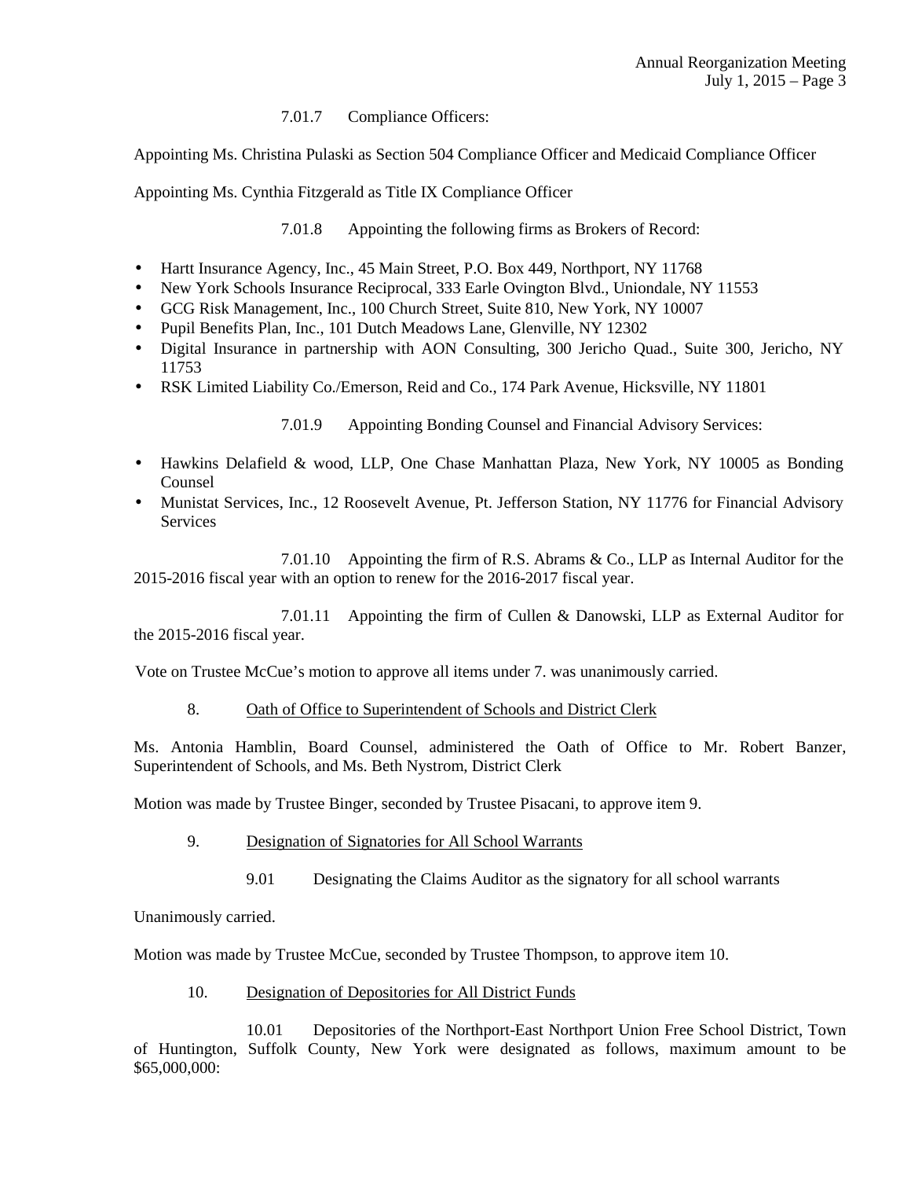7.01.7 Compliance Officers:

Appointing Ms. Christina Pulaski as Section 504 Compliance Officer and Medicaid Compliance Officer

Appointing Ms. Cynthia Fitzgerald as Title IX Compliance Officer

7.01.8 Appointing the following firms as Brokers of Record:

- Hartt Insurance Agency, Inc., 45 Main Street, P.O. Box 449, Northport, NY 11768
- New York Schools Insurance Reciprocal, 333 Earle Ovington Blvd., Uniondale, NY 11553
- GCG Risk Management, Inc., 100 Church Street, Suite 810, New York, NY 10007
- Pupil Benefits Plan, Inc., 101 Dutch Meadows Lane, Glenville, NY 12302
- Digital Insurance in partnership with AON Consulting, 300 Jericho Quad., Suite 300, Jericho, NY 11753
- RSK Limited Liability Co./Emerson, Reid and Co., 174 Park Avenue, Hicksville, NY 11801

7.01.9 Appointing Bonding Counsel and Financial Advisory Services:

- Hawkins Delafield & wood, LLP, One Chase Manhattan Plaza, New York, NY 10005 as Bonding Counsel
- Munistat Services, Inc., 12 Roosevelt Avenue, Pt. Jefferson Station, NY 11776 for Financial Advisory Services

7.01.10 Appointing the firm of R.S. Abrams & Co., LLP as Internal Auditor for the 2015-2016 fiscal year with an option to renew for the 2016-2017 fiscal year.

7.01.11 Appointing the firm of Cullen & Danowski, LLP as External Auditor for the 2015-2016 fiscal year.

Vote on Trustee McCue's motion to approve all items under 7. was unanimously carried.

8. Oath of Office to Superintendent of Schools and District Clerk

Ms. Antonia Hamblin, Board Counsel, administered the Oath of Office to Mr. Robert Banzer, Superintendent of Schools, and Ms. Beth Nystrom, District Clerk

Motion was made by Trustee Binger, seconded by Trustee Pisacani, to approve item 9.

9. Designation of Signatories for All School Warrants

9.01 Designating the Claims Auditor as the signatory for all school warrants

Unanimously carried.

Motion was made by Trustee McCue, seconded by Trustee Thompson, to approve item 10.

10. Designation of Depositories for All District Funds

10.01 Depositories of the Northport-East Northport Union Free School District, Town of Huntington, Suffolk County, New York were designated as follows, maximum amount to be $65,000,000: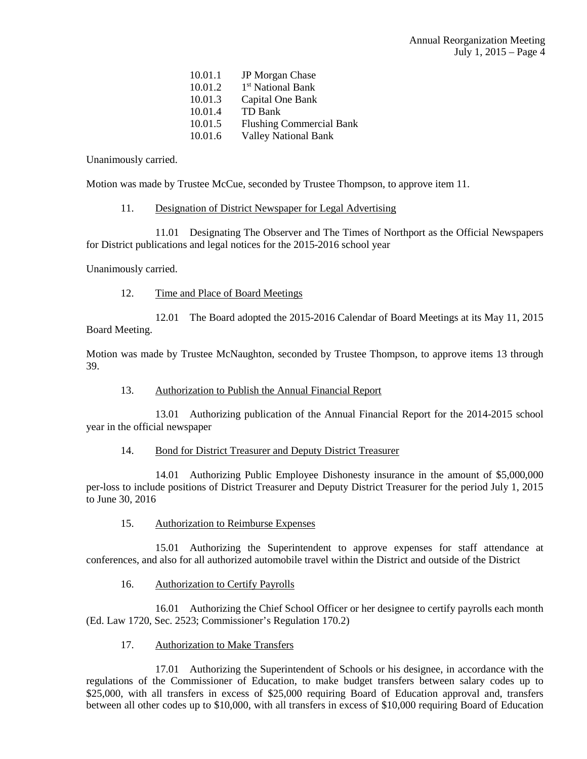10.01.1 JP Morgan Chase
10.01.2 1st National Bank
10.01.3 Capital One Bank
10.01.4 TD Bank
10.01.5 Flushing Commercial Bank
10.01.6 Valley National Bank

Unanimously carried.

Motion was made by Trustee McCue, seconded by Trustee Thompson, to approve item 11.

11. Designation of District Newspaper for Legal Advertising

11.01 Designating The Observer and The Times of Northport as the Official Newspapers for District publications and legal notices for the 2015-2016 school year

Unanimously carried.

12. Time and Place of Board Meetings

12.01 The Board adopted the 2015-2016 Calendar of Board Meetings at its May 11, 2015 Board Meeting.

Motion was made by Trustee McNaughton, seconded by Trustee Thompson, to approve items 13 through 39.

13. Authorization to Publish the Annual Financial Report

13.01 Authorizing publication of the Annual Financial Report for the 2014-2015 school year in the official newspaper

14. Bond for District Treasurer and Deputy District Treasurer

14.01 Authorizing Public Employee Dishonesty insurance in the amount of $5,000,000 per-loss to include positions of District Treasurer and Deputy District Treasurer for the period July 1, 2015 to June 30, 2016

15. Authorization to Reimburse Expenses

15.01 Authorizing the Superintendent to approve expenses for staff attendance at conferences, and also for all authorized automobile travel within the District and outside of the District

16. Authorization to Certify Payrolls

16.01 Authorizing the Chief School Officer or her designee to certify payrolls each month (Ed. Law 1720, Sec. 2523; Commissioner's Regulation 170.2)

17. Authorization to Make Transfers

17.01 Authorizing the Superintendent of Schools or his designee, in accordance with the regulations of the Commissioner of Education, to make budget transfers between salary codes up to $25,000, with all transfers in excess of $25,000 requiring Board of Education approval and, transfers between all other codes up to $10,000, with all transfers in excess of $10,000 requiring Board of Education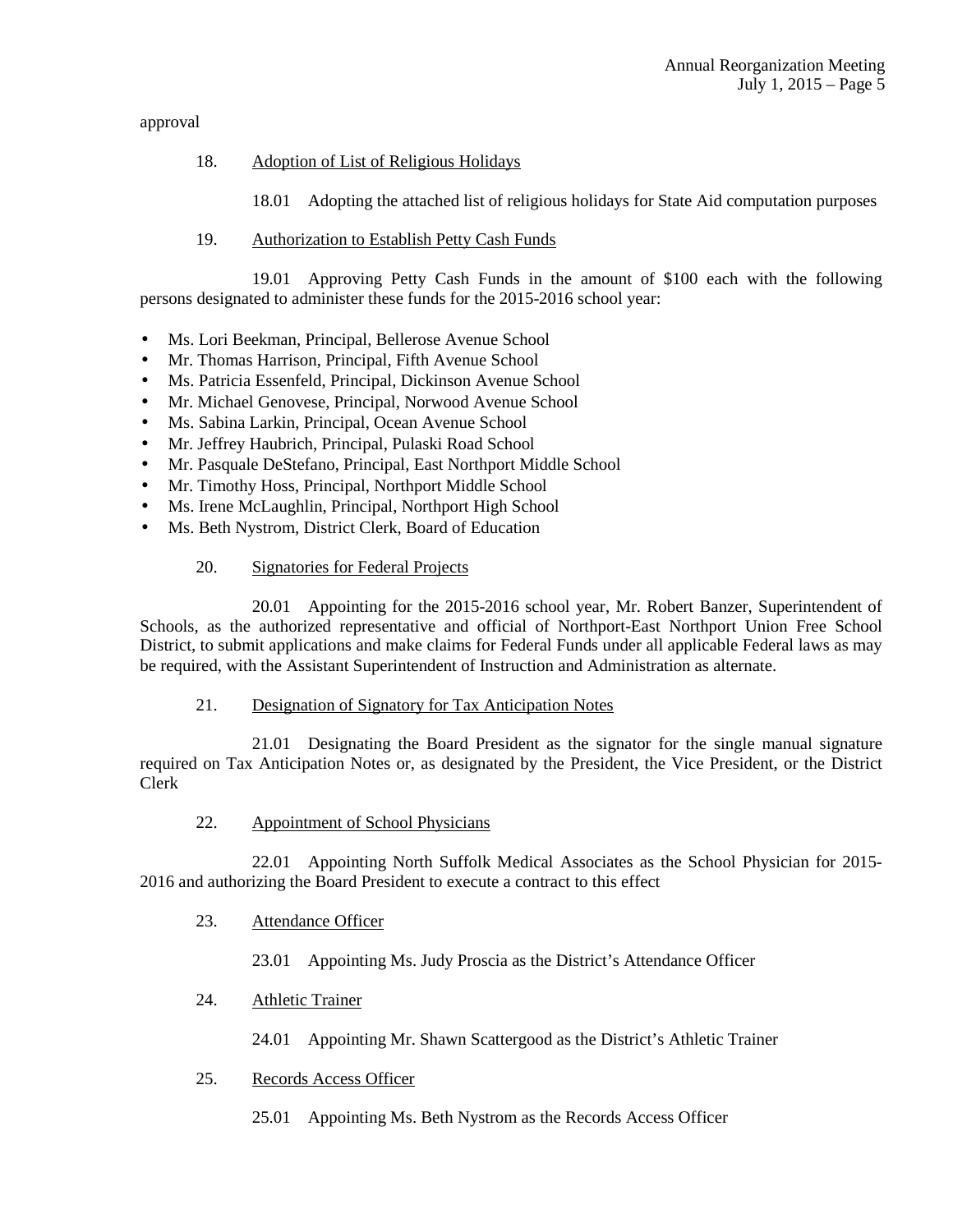approval

18. Adoption of List of Religious Holidays

18.01 Adopting the attached list of religious holidays for State Aid computation purposes

19. Authorization to Establish Petty Cash Funds

19.01 Approving Petty Cash Funds in the amount of $100 each with the following persons designated to administer these funds for the 2015-2016 school year:

- Ms. Lori Beekman, Principal, Bellerose Avenue School
- Mr. Thomas Harrison, Principal, Fifth Avenue School
- Ms. Patricia Essenfeld, Principal, Dickinson Avenue School
- Mr. Michael Genovese, Principal, Norwood Avenue School
- Ms. Sabina Larkin, Principal, Ocean Avenue School
- Mr. Jeffrey Haubrich, Principal, Pulaski Road School
- Mr. Pasquale DeStefano, Principal, East Northport Middle School
- Mr. Timothy Hoss, Principal, Northport Middle School
- Ms. Irene McLaughlin, Principal, Northport High School
- Ms. Beth Nystrom, District Clerk, Board of Education

20. Signatories for Federal Projects

20.01 Appointing for the 2015-2016 school year, Mr. Robert Banzer, Superintendent of Schools, as the authorized representative and official of Northport-East Northport Union Free School District, to submit applications and make claims for Federal Funds under all applicable Federal laws as may be required, with the Assistant Superintendent of Instruction and Administration as alternate.

21. Designation of Signatory for Tax Anticipation Notes

21.01 Designating the Board President as the signator for the single manual signature required on Tax Anticipation Notes or, as designated by the President, the Vice President, or the District Clerk

22. Appointment of School Physicians

22.01 Appointing North Suffolk Medical Associates as the School Physician for 2015-2016 and authorizing the Board President to execute a contract to this effect

23. Attendance Officer

23.01 Appointing Ms. Judy Proscia as the District's Attendance Officer

24. Athletic Trainer

24.01 Appointing Mr. Shawn Scattergood as the District's Athletic Trainer

25. Records Access Officer

25.01 Appointing Ms. Beth Nystrom as the Records Access Officer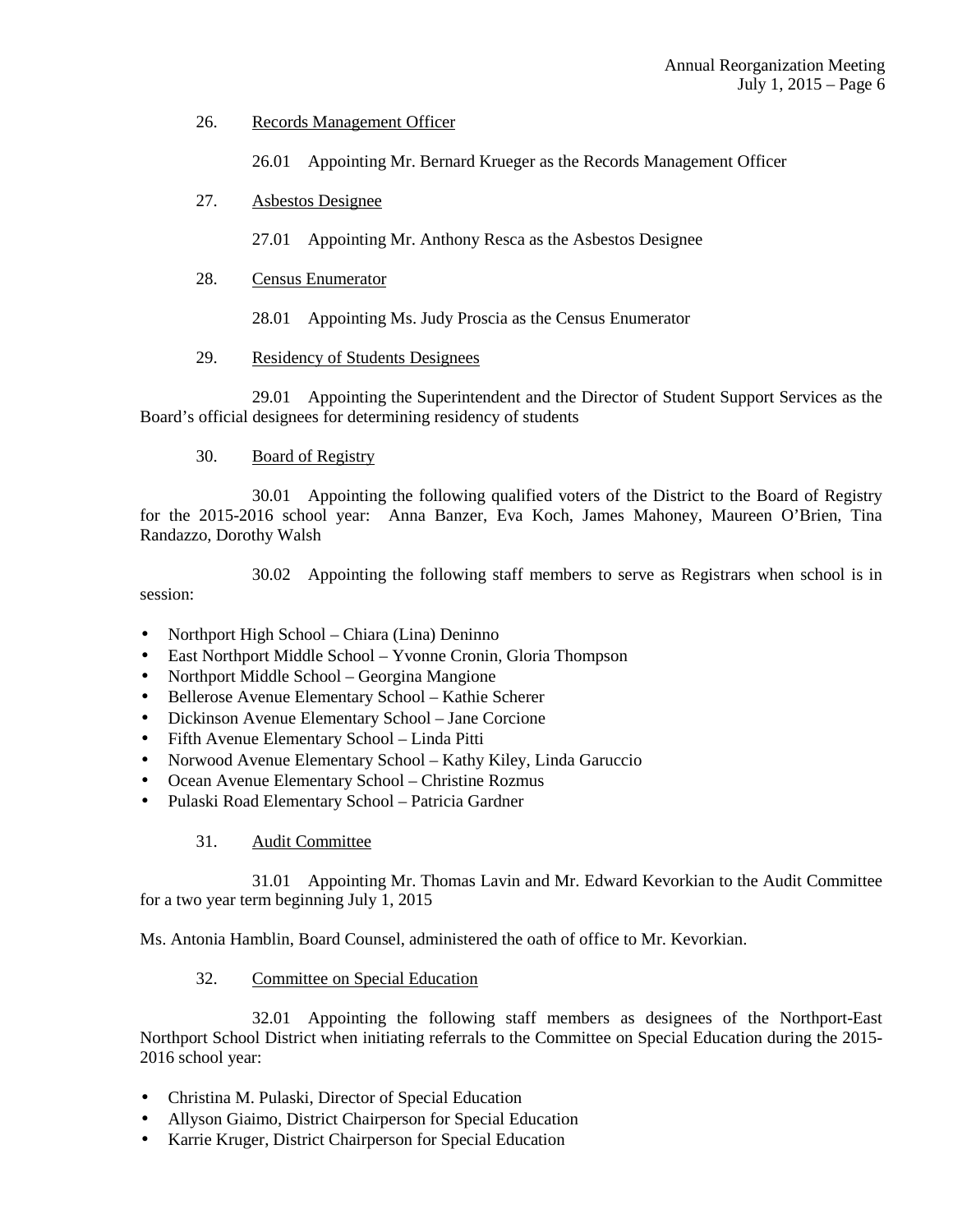26. Records Management Officer

26.01 Appointing Mr. Bernard Krueger as the Records Management Officer

27. Asbestos Designee

27.01 Appointing Mr. Anthony Resca as the Asbestos Designee

28. Census Enumerator

28.01 Appointing Ms. Judy Proscia as the Census Enumerator

29. Residency of Students Designees

29.01 Appointing the Superintendent and the Director of Student Support Services as the Board's official designees for determining residency of students

30. Board of Registry

30.01 Appointing the following qualified voters of the District to the Board of Registry for the 2015-2016 school year: Anna Banzer, Eva Koch, James Mahoney, Maureen O'Brien, Tina Randazzo, Dorothy Walsh

30.02 Appointing the following staff members to serve as Registrars when school is in session:

- Northport High School – Chiara (Lina) Deninno
- East Northport Middle School – Yvonne Cronin, Gloria Thompson
- Northport Middle School – Georgina Mangione
- Bellerose Avenue Elementary School – Kathie Scherer
- Dickinson Avenue Elementary School – Jane Corcione
- Fifth Avenue Elementary School – Linda Pitti
- Norwood Avenue Elementary School – Kathy Kiley, Linda Garuccio
- Ocean Avenue Elementary School – Christine Rozmus
- Pulaski Road Elementary School – Patricia Gardner

31. Audit Committee

31.01 Appointing Mr. Thomas Lavin and Mr. Edward Kevorkian to the Audit Committee for a two year term beginning July 1, 2015

Ms. Antonia Hamblin, Board Counsel, administered the oath of office to Mr. Kevorkian.

32. Committee on Special Education

32.01 Appointing the following staff members as designees of the Northport-East Northport School District when initiating referrals to the Committee on Special Education during the 2015-2016 school year:

- Christina M. Pulaski, Director of Special Education
- Allyson Giaimo, District Chairperson for Special Education
- Karrie Kruger, District Chairperson for Special Education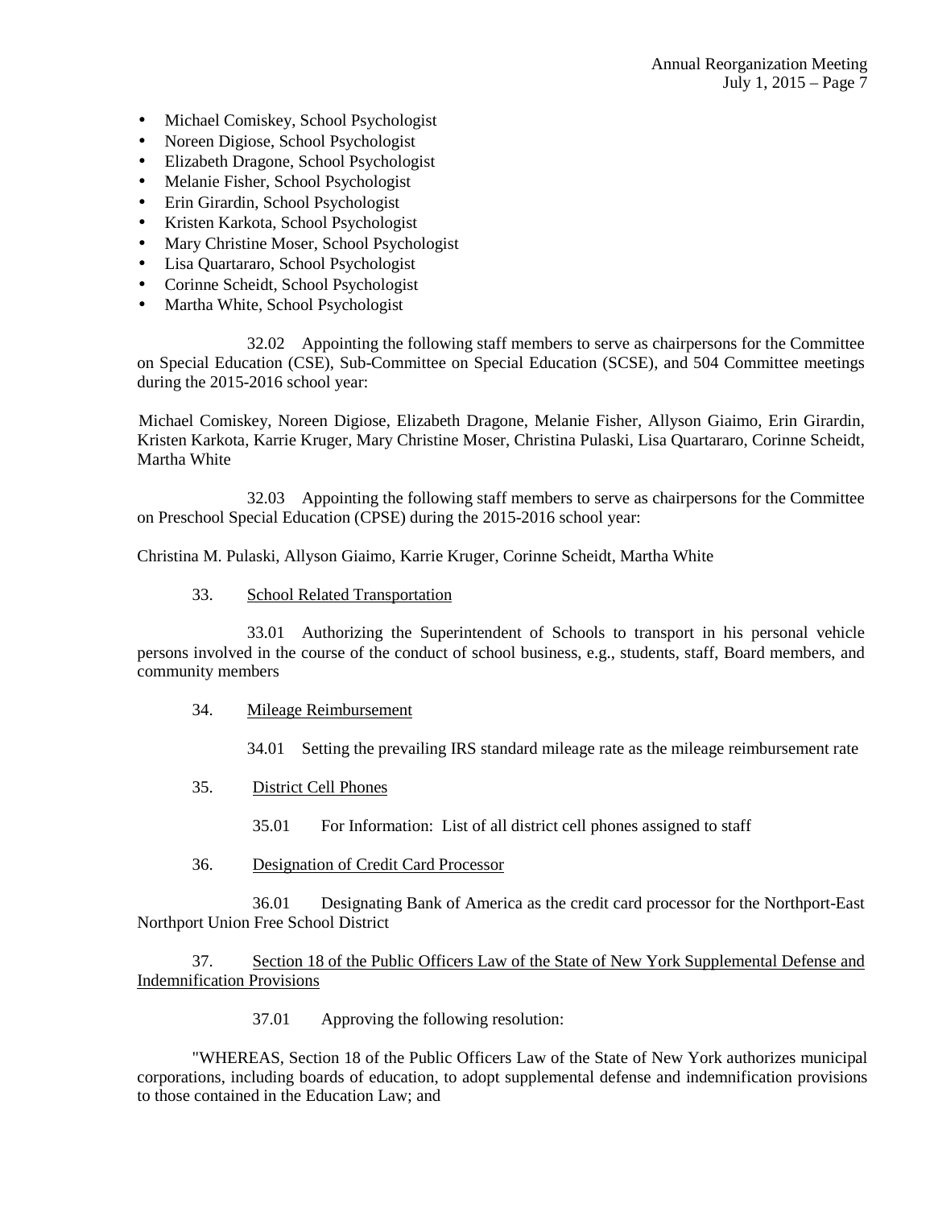- Michael Comiskey, School Psychologist
- Noreen Digiose, School Psychologist
- Elizabeth Dragone, School Psychologist
- Melanie Fisher, School Psychologist
- Erin Girardin, School Psychologist
- Kristen Karkota, School Psychologist
- Mary Christine Moser, School Psychologist
- Lisa Quartararo, School Psychologist
- Corinne Scheidt, School Psychologist
- Martha White, School Psychologist

32.02 Appointing the following staff members to serve as chairpersons for the Committee on Special Education (CSE), Sub-Committee on Special Education (SCSE), and 504 Committee meetings during the 2015-2016 school year:

Michael Comiskey, Noreen Digiose, Elizabeth Dragone, Melanie Fisher, Allyson Giaimo, Erin Girardin, Kristen Karkota, Karrie Kruger, Mary Christine Moser, Christina Pulaski, Lisa Quartararo, Corinne Scheidt, Martha White

32.03 Appointing the following staff members to serve as chairpersons for the Committee on Preschool Special Education (CPSE) during the 2015-2016 school year:

Christina M. Pulaski, Allyson Giaimo, Karrie Kruger, Corinne Scheidt, Martha White

33. School Related Transportation

33.01 Authorizing the Superintendent of Schools to transport in his personal vehicle persons involved in the course of the conduct of school business, e.g., students, staff, Board members, and community members

34. Mileage Reimbursement

34.01 Setting the prevailing IRS standard mileage rate as the mileage reimbursement rate

35. District Cell Phones

35.01 For Information: List of all district cell phones assigned to staff

36. Designation of Credit Card Processor

36.01 Designating Bank of America as the credit card processor for the Northport-East Northport Union Free School District

37. Section 18 of the Public Officers Law of the State of New York Supplemental Defense and Indemnification Provisions

37.01 Approving the following resolution:

"WHEREAS, Section 18 of the Public Officers Law of the State of New York authorizes municipal corporations, including boards of education, to adopt supplemental defense and indemnification provisions to those contained in the Education Law; and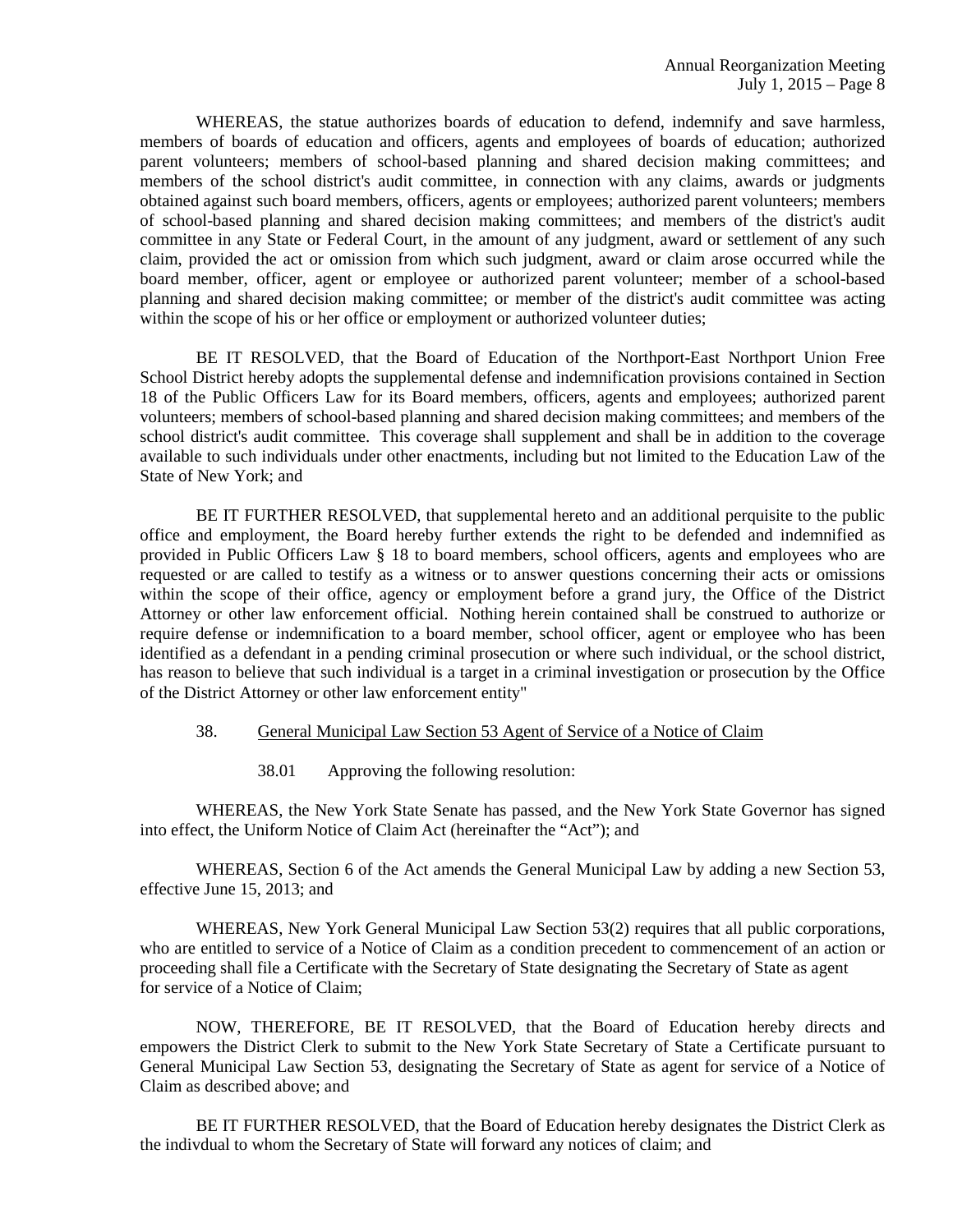WHEREAS, the statue authorizes boards of education to defend, indemnify and save harmless, members of boards of education and officers, agents and employees of boards of education; authorized parent volunteers; members of school-based planning and shared decision making committees; and members of the school district's audit committee, in connection with any claims, awards or judgments obtained against such board members, officers, agents or employees; authorized parent volunteers; members of school-based planning and shared decision making committees; and members of the district's audit committee in any State or Federal Court, in the amount of any judgment, award or settlement of any such claim, provided the act or omission from which such judgment, award or claim arose occurred while the board member, officer, agent or employee or authorized parent volunteer; member of a school-based planning and shared decision making committee; or member of the district's audit committee was acting within the scope of his or her office or employment or authorized volunteer duties;

BE IT RESOLVED, that the Board of Education of the Northport-East Northport Union Free School District hereby adopts the supplemental defense and indemnification provisions contained in Section 18 of the Public Officers Law for its Board members, officers, agents and employees; authorized parent volunteers; members of school-based planning and shared decision making committees; and members of the school district's audit committee. This coverage shall supplement and shall be in addition to the coverage available to such individuals under other enactments, including but not limited to the Education Law of the State of New York; and

BE IT FURTHER RESOLVED, that supplemental hereto and an additional perquisite to the public office and employment, the Board hereby further extends the right to be defended and indemnified as provided in Public Officers Law § 18 to board members, school officers, agents and employees who are requested or are called to testify as a witness or to answer questions concerning their acts or omissions within the scope of their office, agency or employment before a grand jury, the Office of the District Attorney or other law enforcement official. Nothing herein contained shall be construed to authorize or require defense or indemnification to a board member, school officer, agent or employee who has been identified as a defendant in a pending criminal prosecution or where such individual, or the school district, has reason to believe that such individual is a target in a criminal investigation or prosecution by the Office of the District Attorney or other law enforcement entity"

38. General Municipal Law Section 53 Agent of Service of a Notice of Claim

38.01 Approving the following resolution:

WHEREAS, the New York State Senate has passed, and the New York State Governor has signed into effect, the Uniform Notice of Claim Act (hereinafter the "Act"); and

WHEREAS, Section 6 of the Act amends the General Municipal Law by adding a new Section 53, effective June 15, 2013; and

WHEREAS, New York General Municipal Law Section 53(2) requires that all public corporations, who are entitled to service of a Notice of Claim as a condition precedent to commencement of an action or proceeding shall file a Certificate with the Secretary of State designating the Secretary of State as agent for service of a Notice of Claim;

NOW, THEREFORE, BE IT RESOLVED, that the Board of Education hereby directs and empowers the District Clerk to submit to the New York State Secretary of State a Certificate pursuant to General Municipal Law Section 53, designating the Secretary of State as agent for service of a Notice of Claim as described above; and

BE IT FURTHER RESOLVED, that the Board of Education hereby designates the District Clerk as the indivdual to whom the Secretary of State will forward any notices of claim; and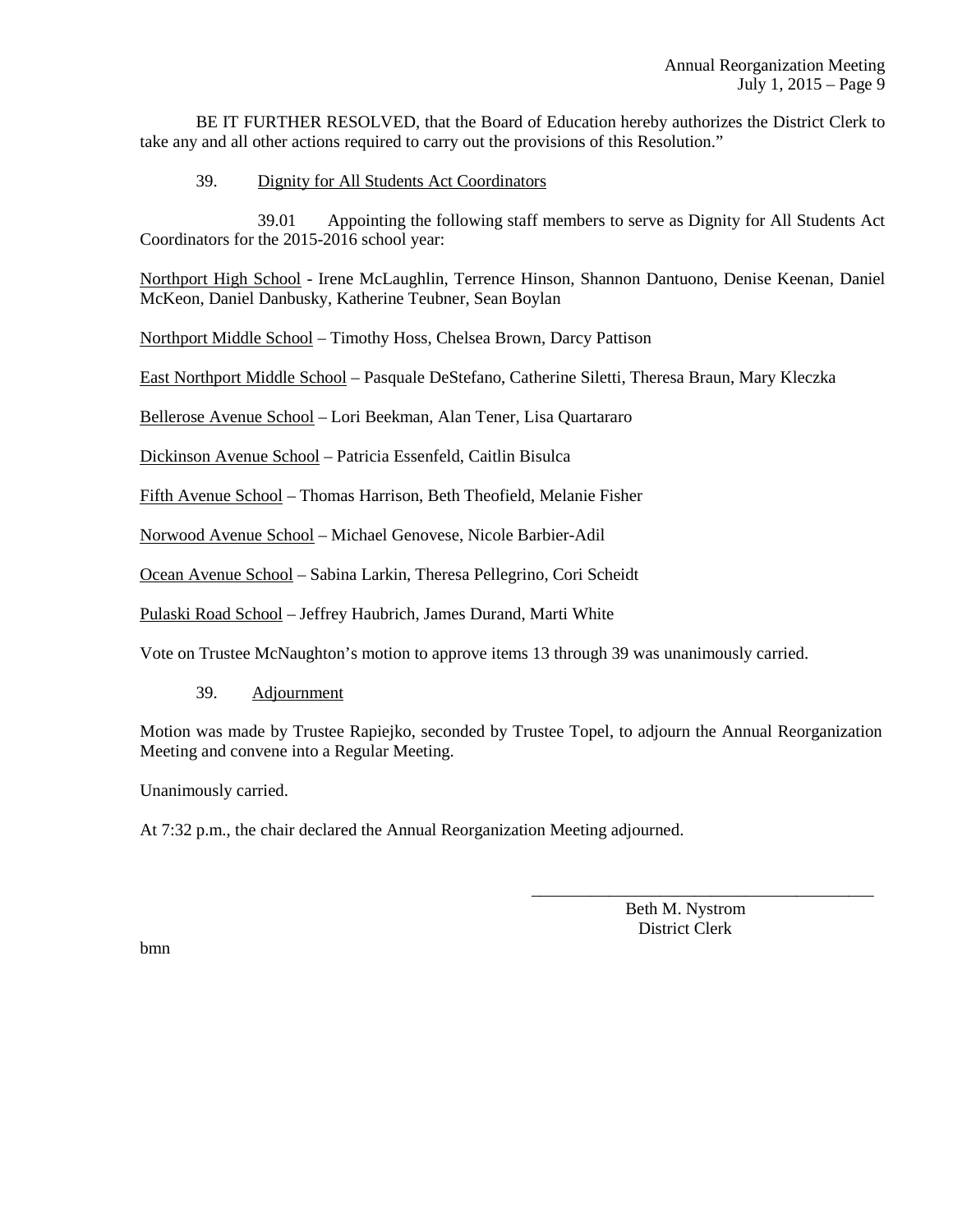BE IT FURTHER RESOLVED, that the Board of Education hereby authorizes the District Clerk to take any and all other actions required to carry out the provisions of this Resolution."

39. Dignity for All Students Act Coordinators

39.01 Appointing the following staff members to serve as Dignity for All Students Act Coordinators for the 2015-2016 school year:

Northport High School - Irene McLaughlin, Terrence Hinson, Shannon Dantuono, Denise Keenan, Daniel McKeon, Daniel Danbusky, Katherine Teubner, Sean Boylan

Northport Middle School – Timothy Hoss, Chelsea Brown, Darcy Pattison

East Northport Middle School – Pasquale DeStefano, Catherine Siletti, Theresa Braun, Mary Kleczka

Bellerose Avenue School – Lori Beekman, Alan Tener, Lisa Quartararo

Dickinson Avenue School – Patricia Essenfeld, Caitlin Bisulca

Fifth Avenue School – Thomas Harrison, Beth Theofield, Melanie Fisher

Norwood Avenue School – Michael Genovese, Nicole Barbier-Adil

Ocean Avenue School – Sabina Larkin, Theresa Pellegrino, Cori Scheidt

Pulaski Road School – Jeffrey Haubrich, James Durand, Marti White

Vote on Trustee McNaughton's motion to approve items 13 through 39 was unanimously carried.

39. Adjournment

Motion was made by Trustee Rapiejko, seconded by Trustee Topel, to adjourn the Annual Reorganization Meeting and convene into a Regular Meeting.

Unanimously carried.

At 7:32 p.m., the chair declared the Annual Reorganization Meeting adjourned.

\_\_\_\_\_\_\_\_\_\_\_\_\_\_\_\_\_\_\_\_\_\_\_\_\_\_\_\_\_\_\_\_\_\_\_\_\_\_\_\_

Beth M. Nystrom
District Clerk

bmn